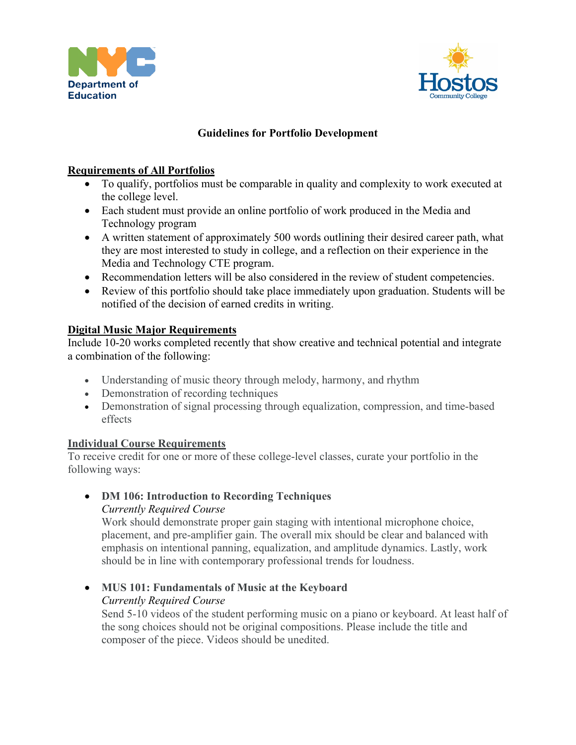## Guidelines for Portfolio Development

### Requirements of All Portfolios

- To qualify, portfolios must be comparable in quality and complexity to work executed at the college level.
- Each student must provide an online portfolio of work produced in the Media and Technology program
- A written statement of approximately 500 words outlining their desired career path, what they are most interested to study in college, and a reflection on their experience in the Media and Technology CTE program.
- Recommendation letters will be also considered in the review of student competencies.
- Review of this portfolio should take place immediately upon graduation. Students will be notified of the decision of earned credits in writing.

### Digital Music Major Requirements

Include 10-20 works completed recently that show creative and technical potential and integrate a combination of the following:

- Understanding of music theory through melody, harmony, and rhythm
- Demonstration of recording techniques
- Demonstration of signal processing through equalization, compression, and time-based effects

### Individual Course Requirements

To receive credit for one or more of these college-level classes, curate your portfolio in the following ways:

- **DM 106: Introduction to Recording Techniques**
  *Currently Required Course*
  Work should demonstrate proper gain staging with intentional microphone choice, placement, and pre-amplifier gain. The overall mix should be clear and balanced with emphasis on intentional panning, equalization, and amplitude dynamics. Lastly, work should be in line with contemporary professional trends for loudness.

- **MUS 101: Fundamentals of Music at the Keyboard**
  *Currently Required Course*
  Send 5-10 videos of the student performing music on a piano or keyboard. At least half of the song choices should not be original compositions. Please include the title and composer of the piece. Videos should be unedited.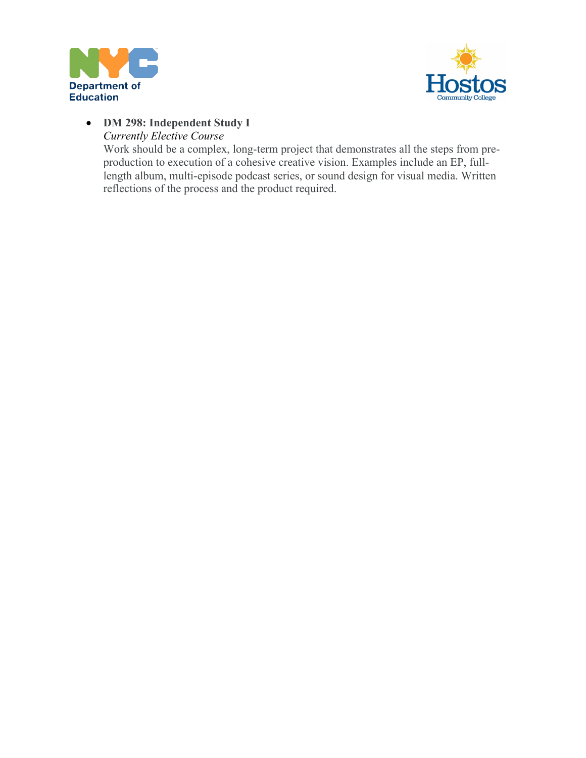- **DM 298: Independent Study I**
  *Currently Elective Course*
  Work should be a complex, long-term project that demonstrates all the steps from pre-production to execution of a cohesive creative vision. Examples include an EP, full-length album, multi-episode podcast series, or sound design for visual media. Written reflections of the process and the product required.